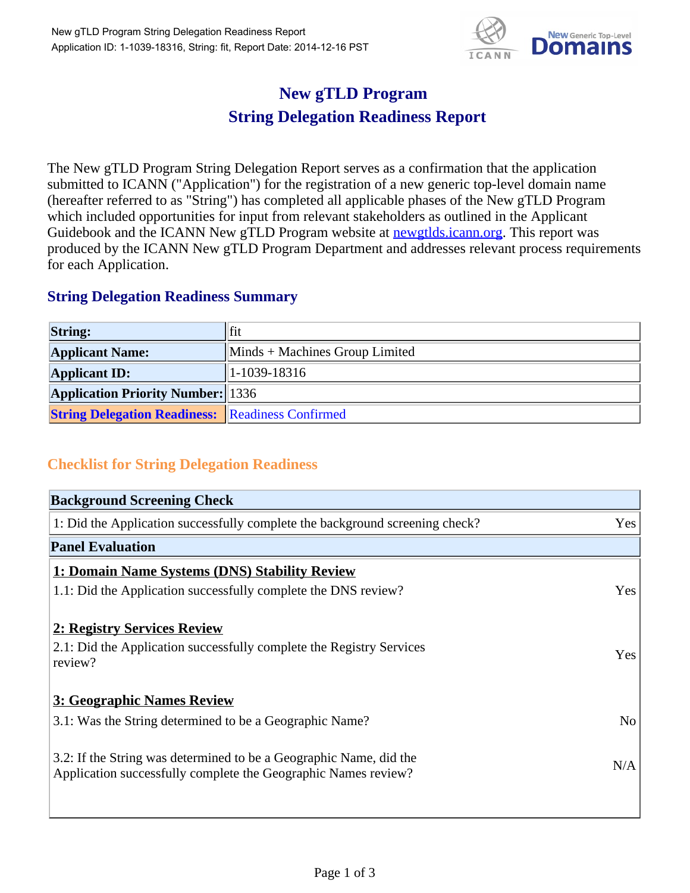# New gTLD Program
# String Delegation Readiness Report

The New gTLD Program String Delegation Report serves as a confirmation that the application submitted to ICANN ("Application") for the registration of a new generic top-level domain name (hereafter referred to as "String") has completed all applicable phases of the New gTLD Program which included opportunities for input from relevant stakeholders as outlined in the Applicant Guidebook and the ICANN New gTLD Program website at newgtlds.icann.org. This report was produced by the ICANN New gTLD Program Department and addresses relevant process requirements for each Application.

## String Delegation Readiness Summary

| | |
|---|---|
| **String:** | fit |
| **Applicant Name:** | Minds + Machines Group Limited |
| **Applicant ID:** | 1-1039-18316 |
| **Application Priority Number:** | 1336 |
| **String Delegation Readiness:** | Readiness Confirmed |

## Checklist for String Delegation Readiness

| **Background Screening Check** | |
|---|---|
| 1: Did the Application successfully complete the background screening check? | Yes |
| **Panel Evaluation** | |
| **1: Domain Name Systems (DNS) Stability Review** | |
| 1.1: Did the Application successfully complete the DNS review? | Yes |
| **2: Registry Services Review** | |
| 2.1: Did the Application successfully complete the Registry Services review? | Yes |
| **3: Geographic Names Review** | |
| 3.1: Was the String determined to be a Geographic Name? | No |
| 3.2: If the String was determined to be a Geographic Name, did the Application successfully complete the Geographic Names review? | N/A |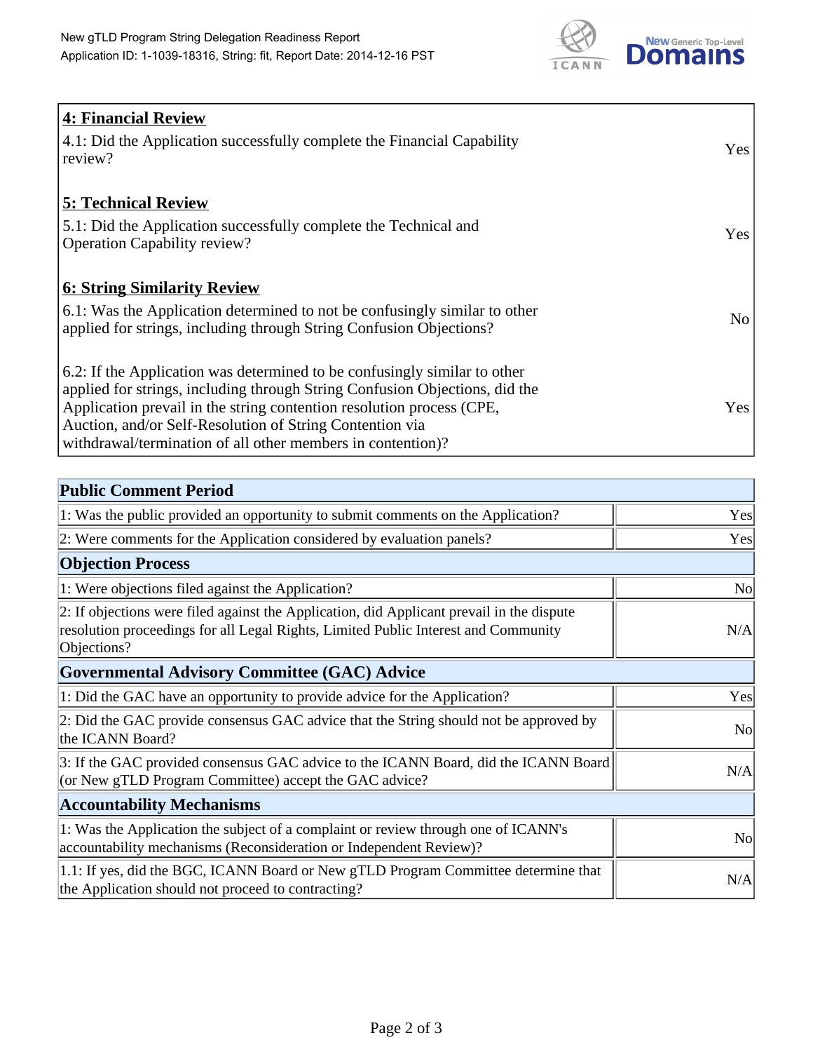| 4: Financial Review | |
|---|---|
| 4.1: Did the Application successfully complete the Financial Capability review? | Yes |
| **5: Technical Review** | |
| 5.1: Did the Application successfully complete the Technical and Operation Capability review? | Yes |
| **6: String Similarity Review** | |
| 6.1: Was the Application determined to not be confusingly similar to other applied for strings, including through String Confusion Objections? | No |
| 6.2: If the Application was determined to be confusingly similar to other applied for strings, including through String Confusion Objections, did the Application prevail in the string contention resolution process (CPE, Auction, and/or Self-Resolution of String Contention via withdrawal/termination of all other members in contention)? | Yes |

| Public Comment Period | |
|---|---|
| 1: Was the public provided an opportunity to submit comments on the Application? | Yes |
| 2: Were comments for the Application considered by evaluation panels? | Yes |
| **Objection Process** | |
| 1: Were objections filed against the Application? | No |
| 2: If objections were filed against the Application, did Applicant prevail in the dispute resolution proceedings for all Legal Rights, Limited Public Interest and Community Objections? | N/A |
| **Governmental Advisory Committee (GAC) Advice** | |
| 1: Did the GAC have an opportunity to provide advice for the Application? | Yes |
| 2: Did the GAC provide consensus GAC advice that the String should not be approved by the ICANN Board? | No |
| 3: If the GAC provided consensus GAC advice to the ICANN Board, did the ICANN Board (or New gTLD Program Committee) accept the GAC advice? | N/A |
| **Accountability Mechanisms** | |
| 1: Was the Application the subject of a complaint or review through one of ICANN's accountability mechanisms (Reconsideration or Independent Review)? | No |
| 1.1: If yes, did the BGC, ICANN Board or New gTLD Program Committee determine that the Application should not proceed to contracting? | N/A |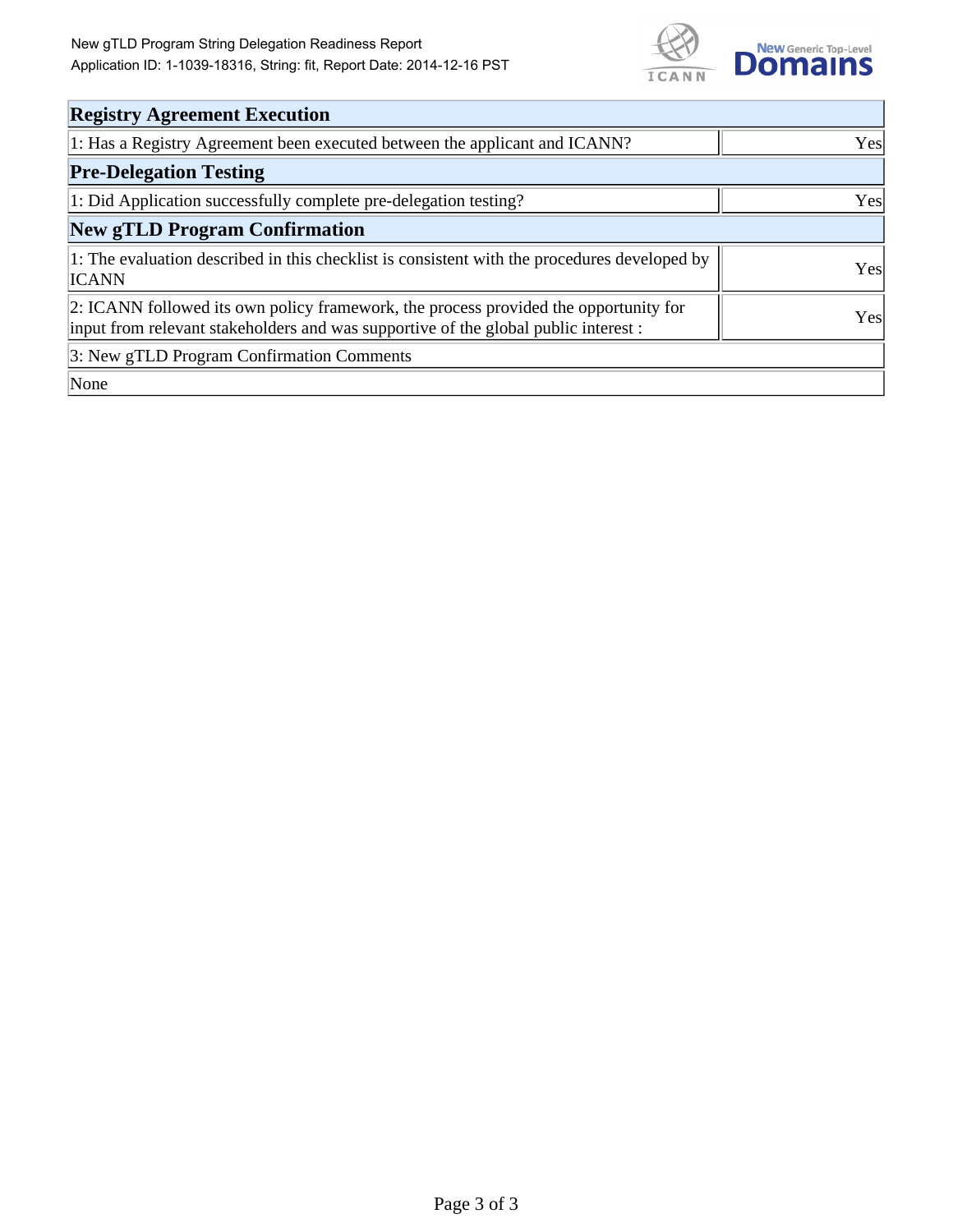## Registry Agreement Execution

| | |
|---|---|
| 1: Has a Registry Agreement been executed between the applicant and ICANN? | Yes |

## Pre-Delegation Testing

| | |
|---|---|
| 1: Did Application successfully complete pre-delegation testing? | Yes |

## New gTLD Program Confirmation

| | |
|---|---|
| 1: The evaluation described in this checklist is consistent with the procedures developed by ICANN | Yes |
| 2: ICANN followed its own policy framework, the process provided the opportunity for input from relevant stakeholders and was supportive of the global public interest : | Yes |

3: New gTLD Program Confirmation Comments

None